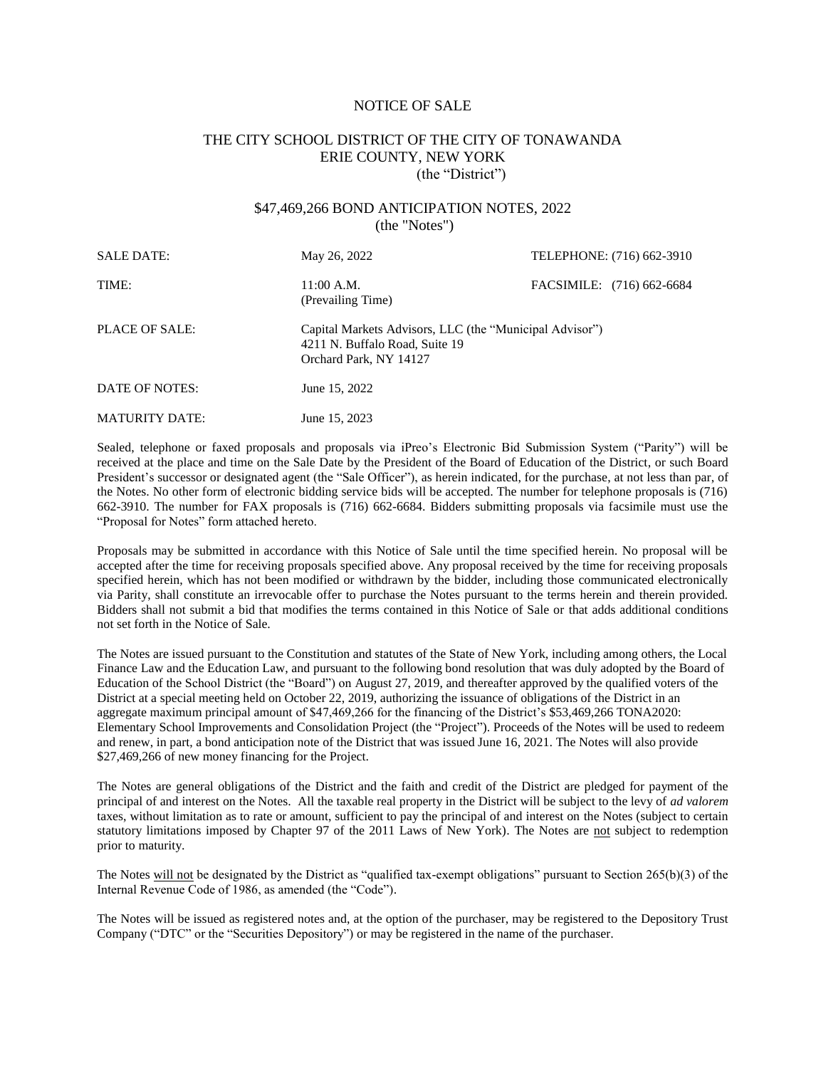# NOTICE OF SALE

## THE CITY SCHOOL DISTRICT OF THE CITY OF TONAWANDA
## ERIE COUNTY, NEW YORK
(the "District")

## $47,469,266 BOND ANTICIPATION NOTES, 2022
(the "Notes")

| | | |
|---|---|---|
| SALE DATE: | May 26, 2022 | TELEPHONE: (716) 662-3910 |
| TIME: | 11:00 A.M. (Prevailing Time) | FACSIMILE: (716) 662-6684 |
| PLACE OF SALE: | Capital Markets Advisors, LLC (the "Municipal Advisor") 4211 N. Buffalo Road, Suite 19 Orchard Park, NY 14127 | |
| DATE OF NOTES: | June 15, 2022 | |
| MATURITY DATE: | June 15, 2023 | |

Sealed, telephone or faxed proposals and proposals via iPreo's Electronic Bid Submission System ("Parity") will be received at the place and time on the Sale Date by the President of the Board of Education of the District, or such Board President's successor or designated agent (the "Sale Officer"), as herein indicated, for the purchase, at not less than par, of the Notes. No other form of electronic bidding service bids will be accepted. The number for telephone proposals is (716) 662-3910. The number for FAX proposals is (716) 662-6684. Bidders submitting proposals via facsimile must use the "Proposal for Notes" form attached hereto.

Proposals may be submitted in accordance with this Notice of Sale until the time specified herein. No proposal will be accepted after the time for receiving proposals specified above. Any proposal received by the time for receiving proposals specified herein, which has not been modified or withdrawn by the bidder, including those communicated electronically via Parity, shall constitute an irrevocable offer to purchase the Notes pursuant to the terms herein and therein provided. Bidders shall not submit a bid that modifies the terms contained in this Notice of Sale or that adds additional conditions not set forth in the Notice of Sale.

The Notes are issued pursuant to the Constitution and statutes of the State of New York, including among others, the Local Finance Law and the Education Law, and pursuant to the following bond resolution that was duly adopted by the Board of Education of the School District (the "Board") on August 27, 2019, and thereafter approved by the qualified voters of the District at a special meeting held on October 22, 2019, authorizing the issuance of obligations of the District in an aggregate maximum principal amount of $47,469,266 for the financing of the District's $53,469,266 TONA2020: Elementary School Improvements and Consolidation Project (the "Project"). Proceeds of the Notes will be used to redeem and renew, in part, a bond anticipation note of the District that was issued June 16, 2021. The Notes will also provide $27,469,266 of new money financing for the Project.

The Notes are general obligations of the District and the faith and credit of the District are pledged for payment of the principal of and interest on the Notes. All the taxable real property in the District will be subject to the levy of *ad valorem* taxes, without limitation as to rate or amount, sufficient to pay the principal of and interest on the Notes (subject to certain statutory limitations imposed by Chapter 97 of the 2011 Laws of New York). The Notes are not subject to redemption prior to maturity.

The Notes will not be designated by the District as "qualified tax-exempt obligations" pursuant to Section 265(b)(3) of the Internal Revenue Code of 1986, as amended (the "Code").

The Notes will be issued as registered notes and, at the option of the purchaser, may be registered to the Depository Trust Company ("DTC" or the "Securities Depository") or may be registered in the name of the purchaser.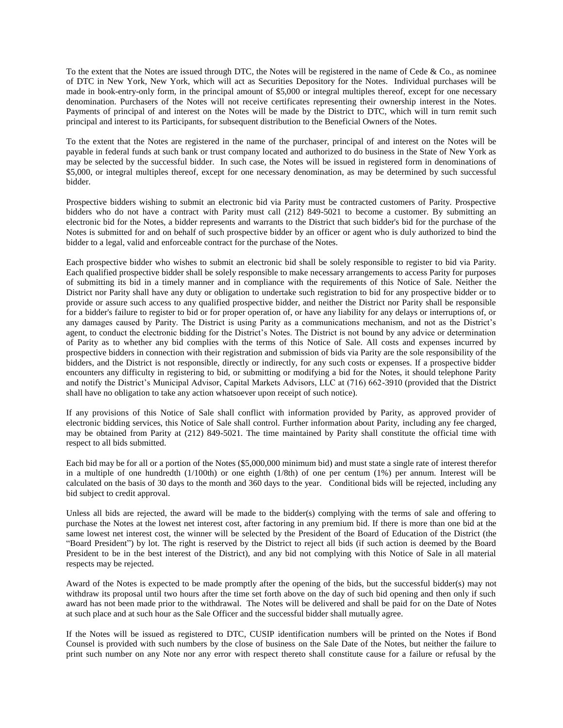To the extent that the Notes are issued through DTC, the Notes will be registered in the name of Cede & Co., as nominee of DTC in New York, New York, which will act as Securities Depository for the Notes. Individual purchases will be made in book-entry-only form, in the principal amount of $5,000 or integral multiples thereof, except for one necessary denomination. Purchasers of the Notes will not receive certificates representing their ownership interest in the Notes. Payments of principal of and interest on the Notes will be made by the District to DTC, which will in turn remit such principal and interest to its Participants, for subsequent distribution to the Beneficial Owners of the Notes.

To the extent that the Notes are registered in the name of the purchaser, principal of and interest on the Notes will be payable in federal funds at such bank or trust company located and authorized to do business in the State of New York as may be selected by the successful bidder. In such case, the Notes will be issued in registered form in denominations of $5,000, or integral multiples thereof, except for one necessary denomination, as may be determined by such successful bidder.

Prospective bidders wishing to submit an electronic bid via Parity must be contracted customers of Parity. Prospective bidders who do not have a contract with Parity must call (212) 849-5021 to become a customer. By submitting an electronic bid for the Notes, a bidder represents and warrants to the District that such bidder's bid for the purchase of the Notes is submitted for and on behalf of such prospective bidder by an officer or agent who is duly authorized to bind the bidder to a legal, valid and enforceable contract for the purchase of the Notes.

Each prospective bidder who wishes to submit an electronic bid shall be solely responsible to register to bid via Parity. Each qualified prospective bidder shall be solely responsible to make necessary arrangements to access Parity for purposes of submitting its bid in a timely manner and in compliance with the requirements of this Notice of Sale. Neither the District nor Parity shall have any duty or obligation to undertake such registration to bid for any prospective bidder or to provide or assure such access to any qualified prospective bidder, and neither the District nor Parity shall be responsible for a bidder's failure to register to bid or for proper operation of, or have any liability for any delays or interruptions of, or any damages caused by Parity. The District is using Parity as a communications mechanism, and not as the District's agent, to conduct the electronic bidding for the District's Notes. The District is not bound by any advice or determination of Parity as to whether any bid complies with the terms of this Notice of Sale. All costs and expenses incurred by prospective bidders in connection with their registration and submission of bids via Parity are the sole responsibility of the bidders, and the District is not responsible, directly or indirectly, for any such costs or expenses. If a prospective bidder encounters any difficulty in registering to bid, or submitting or modifying a bid for the Notes, it should telephone Parity and notify the District's Municipal Advisor, Capital Markets Advisors, LLC at (716) 662-3910 (provided that the District shall have no obligation to take any action whatsoever upon receipt of such notice).

If any provisions of this Notice of Sale shall conflict with information provided by Parity, as approved provider of electronic bidding services, this Notice of Sale shall control. Further information about Parity, including any fee charged, may be obtained from Parity at (212) 849-5021. The time maintained by Parity shall constitute the official time with respect to all bids submitted.

Each bid may be for all or a portion of the Notes ($5,000,000 minimum bid) and must state a single rate of interest therefor in a multiple of one hundredth (1/100th) or one eighth (1/8th) of one per centum (1%) per annum. Interest will be calculated on the basis of 30 days to the month and 360 days to the year. Conditional bids will be rejected, including any bid subject to credit approval.

Unless all bids are rejected, the award will be made to the bidder(s) complying with the terms of sale and offering to purchase the Notes at the lowest net interest cost, after factoring in any premium bid. If there is more than one bid at the same lowest net interest cost, the winner will be selected by the President of the Board of Education of the District (the "Board President") by lot. The right is reserved by the District to reject all bids (if such action is deemed by the Board President to be in the best interest of the District), and any bid not complying with this Notice of Sale in all material respects may be rejected.

Award of the Notes is expected to be made promptly after the opening of the bids, but the successful bidder(s) may not withdraw its proposal until two hours after the time set forth above on the day of such bid opening and then only if such award has not been made prior to the withdrawal. The Notes will be delivered and shall be paid for on the Date of Notes at such place and at such hour as the Sale Officer and the successful bidder shall mutually agree.

If the Notes will be issued as registered to DTC, CUSIP identification numbers will be printed on the Notes if Bond Counsel is provided with such numbers by the close of business on the Sale Date of the Notes, but neither the failure to print such number on any Note nor any error with respect thereto shall constitute cause for a failure or refusal by the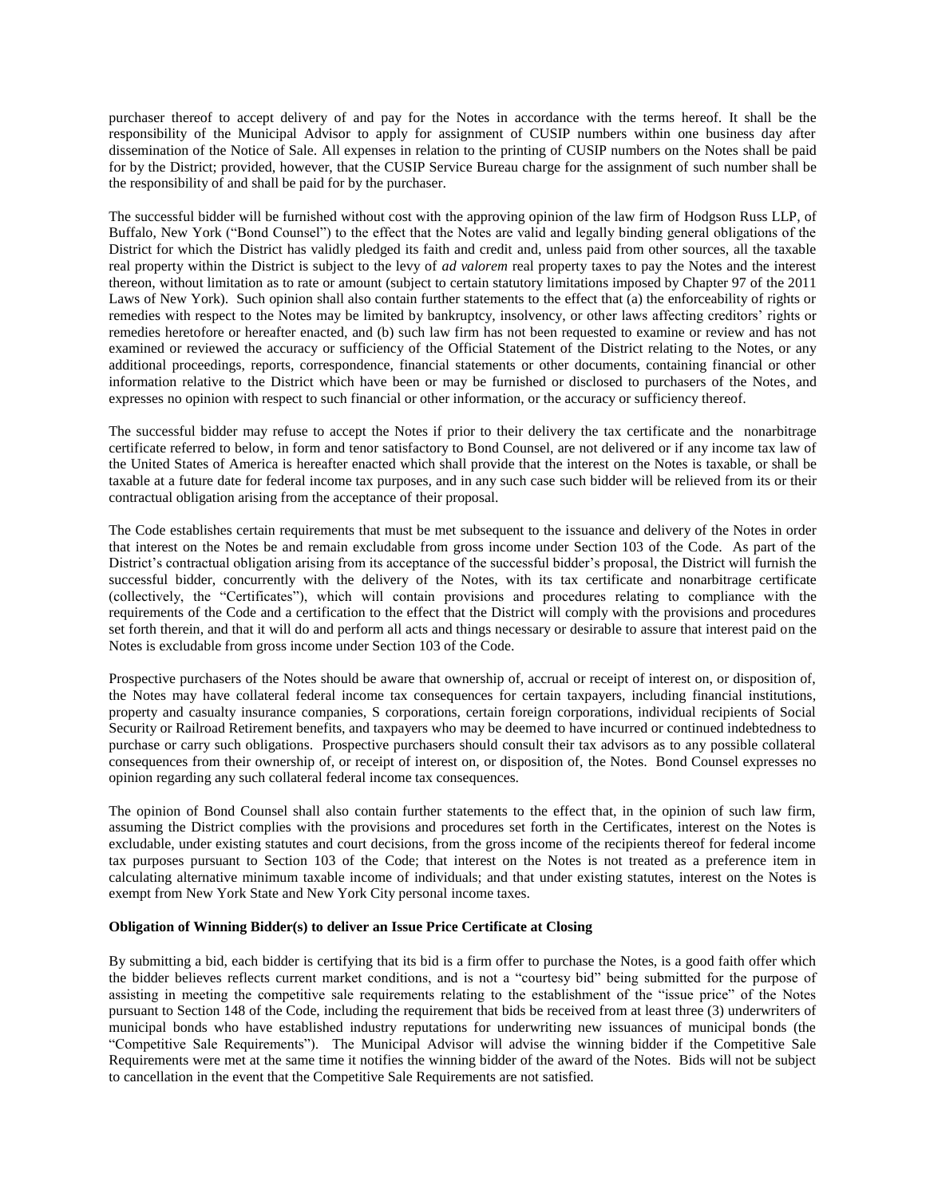purchaser thereof to accept delivery of and pay for the Notes in accordance with the terms hereof. It shall be the responsibility of the Municipal Advisor to apply for assignment of CUSIP numbers within one business day after dissemination of the Notice of Sale. All expenses in relation to the printing of CUSIP numbers on the Notes shall be paid for by the District; provided, however, that the CUSIP Service Bureau charge for the assignment of such number shall be the responsibility of and shall be paid for by the purchaser.

The successful bidder will be furnished without cost with the approving opinion of the law firm of Hodgson Russ LLP, of Buffalo, New York ("Bond Counsel") to the effect that the Notes are valid and legally binding general obligations of the District for which the District has validly pledged its faith and credit and, unless paid from other sources, all the taxable real property within the District is subject to the levy of *ad valorem* real property taxes to pay the Notes and the interest thereon, without limitation as to rate or amount (subject to certain statutory limitations imposed by Chapter 97 of the 2011 Laws of New York). Such opinion shall also contain further statements to the effect that (a) the enforceability of rights or remedies with respect to the Notes may be limited by bankruptcy, insolvency, or other laws affecting creditors' rights or remedies heretofore or hereafter enacted, and (b) such law firm has not been requested to examine or review and has not examined or reviewed the accuracy or sufficiency of the Official Statement of the District relating to the Notes, or any additional proceedings, reports, correspondence, financial statements or other documents, containing financial or other information relative to the District which have been or may be furnished or disclosed to purchasers of the Notes, and expresses no opinion with respect to such financial or other information, or the accuracy or sufficiency thereof.

The successful bidder may refuse to accept the Notes if prior to their delivery the tax certificate and the nonarbitrage certificate referred to below, in form and tenor satisfactory to Bond Counsel, are not delivered or if any income tax law of the United States of America is hereafter enacted which shall provide that the interest on the Notes is taxable, or shall be taxable at a future date for federal income tax purposes, and in any such case such bidder will be relieved from its or their contractual obligation arising from the acceptance of their proposal.

The Code establishes certain requirements that must be met subsequent to the issuance and delivery of the Notes in order that interest on the Notes be and remain excludable from gross income under Section 103 of the Code. As part of the District's contractual obligation arising from its acceptance of the successful bidder's proposal, the District will furnish the successful bidder, concurrently with the delivery of the Notes, with its tax certificate and nonarbitrage certificate (collectively, the "Certificates"), which will contain provisions and procedures relating to compliance with the requirements of the Code and a certification to the effect that the District will comply with the provisions and procedures set forth therein, and that it will do and perform all acts and things necessary or desirable to assure that interest paid on the Notes is excludable from gross income under Section 103 of the Code.

Prospective purchasers of the Notes should be aware that ownership of, accrual or receipt of interest on, or disposition of, the Notes may have collateral federal income tax consequences for certain taxpayers, including financial institutions, property and casualty insurance companies, S corporations, certain foreign corporations, individual recipients of Social Security or Railroad Retirement benefits, and taxpayers who may be deemed to have incurred or continued indebtedness to purchase or carry such obligations. Prospective purchasers should consult their tax advisors as to any possible collateral consequences from their ownership of, or receipt of interest on, or disposition of, the Notes. Bond Counsel expresses no opinion regarding any such collateral federal income tax consequences.

The opinion of Bond Counsel shall also contain further statements to the effect that, in the opinion of such law firm, assuming the District complies with the provisions and procedures set forth in the Certificates, interest on the Notes is excludable, under existing statutes and court decisions, from the gross income of the recipients thereof for federal income tax purposes pursuant to Section 103 of the Code; that interest on the Notes is not treated as a preference item in calculating alternative minimum taxable income of individuals; and that under existing statutes, interest on the Notes is exempt from New York State and New York City personal income taxes.

**Obligation of Winning Bidder(s) to deliver an Issue Price Certificate at Closing**

By submitting a bid, each bidder is certifying that its bid is a firm offer to purchase the Notes, is a good faith offer which the bidder believes reflects current market conditions, and is not a "courtesy bid" being submitted for the purpose of assisting in meeting the competitive sale requirements relating to the establishment of the "issue price" of the Notes pursuant to Section 148 of the Code, including the requirement that bids be received from at least three (3) underwriters of municipal bonds who have established industry reputations for underwriting new issuances of municipal bonds (the "Competitive Sale Requirements"). The Municipal Advisor will advise the winning bidder if the Competitive Sale Requirements were met at the same time it notifies the winning bidder of the award of the Notes. Bids will not be subject to cancellation in the event that the Competitive Sale Requirements are not satisfied.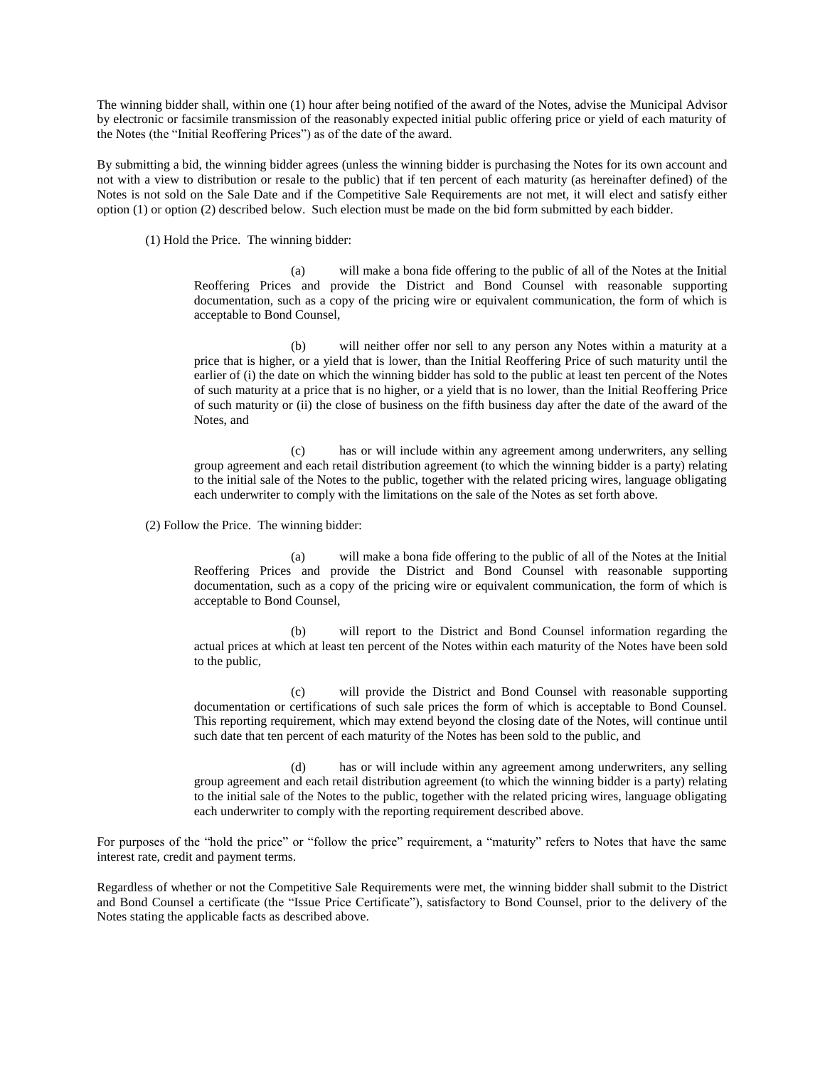The winning bidder shall, within one (1) hour after being notified of the award of the Notes, advise the Municipal Advisor by electronic or facsimile transmission of the reasonably expected initial public offering price or yield of each maturity of the Notes (the "Initial Reoffering Prices") as of the date of the award.

By submitting a bid, the winning bidder agrees (unless the winning bidder is purchasing the Notes for its own account and not with a view to distribution or resale to the public) that if ten percent of each maturity (as hereinafter defined) of the Notes is not sold on the Sale Date and if the Competitive Sale Requirements are not met, it will elect and satisfy either option (1) or option (2) described below. Such election must be made on the bid form submitted by each bidder.

(1) Hold the Price. The winning bidder:

> (a) will make a bona fide offering to the public of all of the Notes at the Initial Reoffering Prices and provide the District and Bond Counsel with reasonable supporting documentation, such as a copy of the pricing wire or equivalent communication, the form of which is acceptable to Bond Counsel,
>
> (b) will neither offer nor sell to any person any Notes within a maturity at a price that is higher, or a yield that is lower, than the Initial Reoffering Price of such maturity until the earlier of (i) the date on which the winning bidder has sold to the public at least ten percent of the Notes of such maturity at a price that is no higher, or a yield that is no lower, than the Initial Reoffering Price of such maturity or (ii) the close of business on the fifth business day after the date of the award of the Notes, and
>
> (c) has or will include within any agreement among underwriters, any selling group agreement and each retail distribution agreement (to which the winning bidder is a party) relating to the initial sale of the Notes to the public, together with the related pricing wires, language obligating each underwriter to comply with the limitations on the sale of the Notes as set forth above.

(2) Follow the Price. The winning bidder:

> (a) will make a bona fide offering to the public of all of the Notes at the Initial Reoffering Prices and provide the District and Bond Counsel with reasonable supporting documentation, such as a copy of the pricing wire or equivalent communication, the form of which is acceptable to Bond Counsel,
>
> (b) will report to the District and Bond Counsel information regarding the actual prices at which at least ten percent of the Notes within each maturity of the Notes have been sold to the public,
>
> (c) will provide the District and Bond Counsel with reasonable supporting documentation or certifications of such sale prices the form of which is acceptable to Bond Counsel. This reporting requirement, which may extend beyond the closing date of the Notes, will continue until such date that ten percent of each maturity of the Notes has been sold to the public, and
>
> (d) has or will include within any agreement among underwriters, any selling group agreement and each retail distribution agreement (to which the winning bidder is a party) relating to the initial sale of the Notes to the public, together with the related pricing wires, language obligating each underwriter to comply with the reporting requirement described above.

For purposes of the "hold the price" or "follow the price" requirement, a "maturity" refers to Notes that have the same interest rate, credit and payment terms.

Regardless of whether or not the Competitive Sale Requirements were met, the winning bidder shall submit to the District and Bond Counsel a certificate (the "Issue Price Certificate"), satisfactory to Bond Counsel, prior to the delivery of the Notes stating the applicable facts as described above.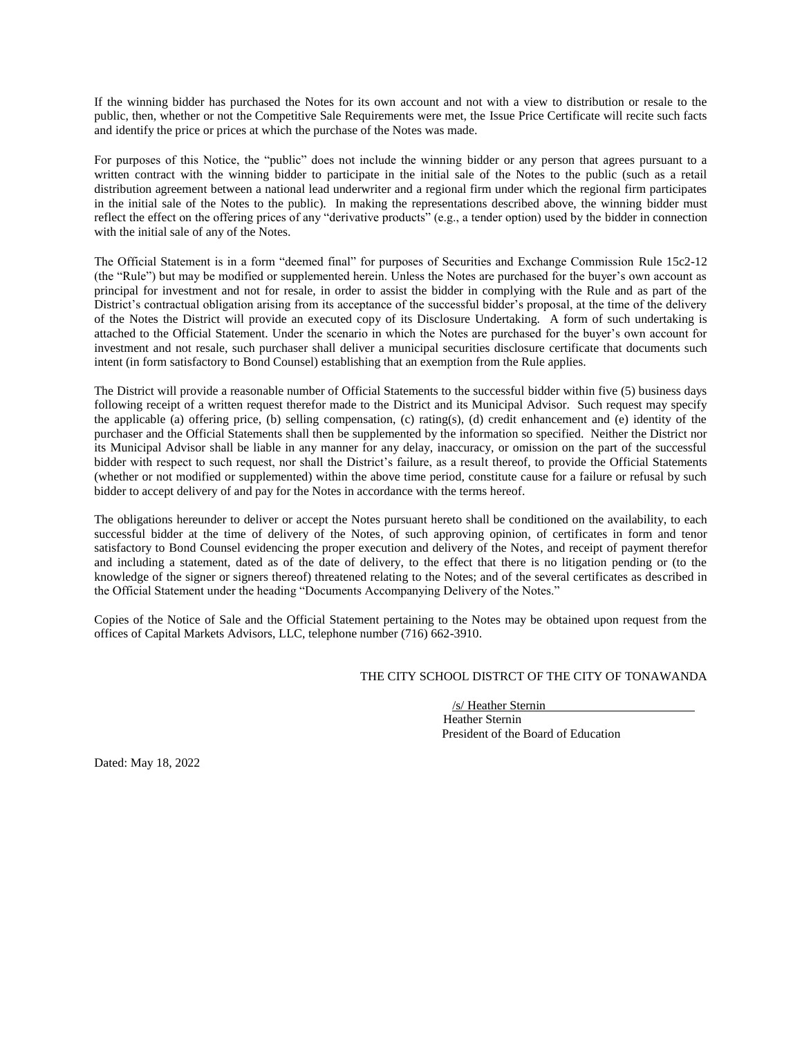If the winning bidder has purchased the Notes for its own account and not with a view to distribution or resale to the public, then, whether or not the Competitive Sale Requirements were met, the Issue Price Certificate will recite such facts and identify the price or prices at which the purchase of the Notes was made.

For purposes of this Notice, the "public" does not include the winning bidder or any person that agrees pursuant to a written contract with the winning bidder to participate in the initial sale of the Notes to the public (such as a retail distribution agreement between a national lead underwriter and a regional firm under which the regional firm participates in the initial sale of the Notes to the public). In making the representations described above, the winning bidder must reflect the effect on the offering prices of any "derivative products" (e.g., a tender option) used by the bidder in connection with the initial sale of any of the Notes.

The Official Statement is in a form "deemed final" for purposes of Securities and Exchange Commission Rule 15c2-12 (the "Rule") but may be modified or supplemented herein. Unless the Notes are purchased for the buyer's own account as principal for investment and not for resale, in order to assist the bidder in complying with the Rule and as part of the District's contractual obligation arising from its acceptance of the successful bidder's proposal, at the time of the delivery of the Notes the District will provide an executed copy of its Disclosure Undertaking. A form of such undertaking is attached to the Official Statement. Under the scenario in which the Notes are purchased for the buyer's own account for investment and not resale, such purchaser shall deliver a municipal securities disclosure certificate that documents such intent (in form satisfactory to Bond Counsel) establishing that an exemption from the Rule applies.

The District will provide a reasonable number of Official Statements to the successful bidder within five (5) business days following receipt of a written request therefor made to the District and its Municipal Advisor. Such request may specify the applicable (a) offering price, (b) selling compensation, (c) rating(s), (d) credit enhancement and (e) identity of the purchaser and the Official Statements shall then be supplemented by the information so specified. Neither the District nor its Municipal Advisor shall be liable in any manner for any delay, inaccuracy, or omission on the part of the successful bidder with respect to such request, nor shall the District's failure, as a result thereof, to provide the Official Statements (whether or not modified or supplemented) within the above time period, constitute cause for a failure or refusal by such bidder to accept delivery of and pay for the Notes in accordance with the terms hereof.

The obligations hereunder to deliver or accept the Notes pursuant hereto shall be conditioned on the availability, to each successful bidder at the time of delivery of the Notes, of such approving opinion, of certificates in form and tenor satisfactory to Bond Counsel evidencing the proper execution and delivery of the Notes, and receipt of payment therefor and including a statement, dated as of the date of delivery, to the effect that there is no litigation pending or (to the knowledge of the signer or signers thereof) threatened relating to the Notes; and of the several certificates as described in the Official Statement under the heading "Documents Accompanying Delivery of the Notes."

Copies of the Notice of Sale and the Official Statement pertaining to the Notes may be obtained upon request from the offices of Capital Markets Advisors, LLC, telephone number (716) 662-3910.

THE CITY SCHOOL DISTRCT OF THE CITY OF TONAWANDA

/s/ Heather Sternin
Heather Sternin
President of the Board of Education

Dated: May 18, 2022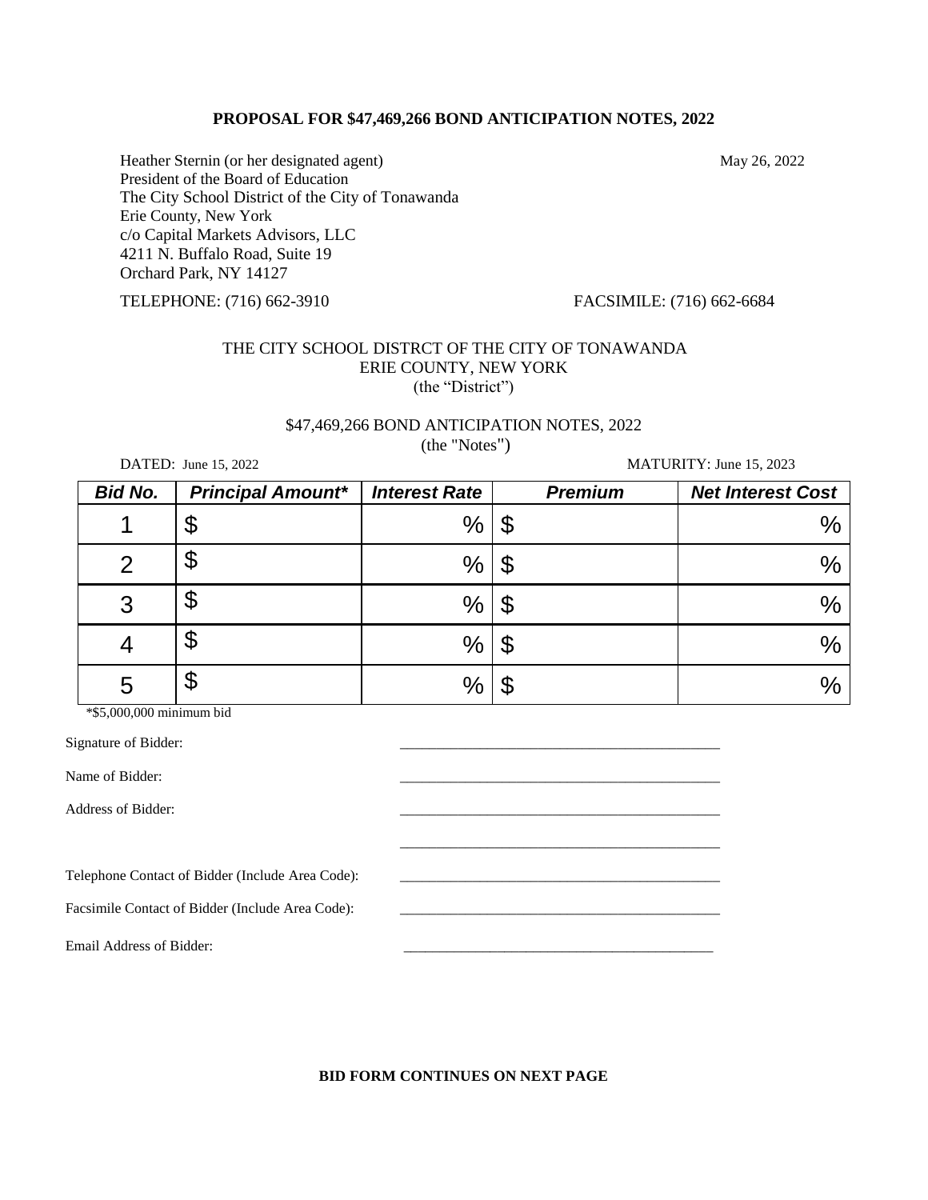**PROPOSAL FOR $47,469,266 BOND ANTICIPATION NOTES, 2022**

Heather Sternin (or her designated agent)
President of the Board of Education
The City School District of the City of Tonawanda
Erie County, New York
c/o Capital Markets Advisors, LLC
4211 N. Buffalo Road, Suite 19
Orchard Park, NY 14127

May 26, 2022

TELEPHONE: (716) 662-3910 FACSIMILE: (716) 662-6684

THE CITY SCHOOL DISTRCT OF THE CITY OF TONAWANDA
ERIE COUNTY, NEW YORK
(the "District")

$47,469,266 BOND ANTICIPATION NOTES, 2022
(the "Notes")

DATED: June 15, 2022 MATURITY: June 15, 2023

| ***Bid No.*** | ***Principal Amount**** | ***Interest Rate*** | ***Premium*** | ***Net Interest Cost*** |
|---|---|---|---|---|
| 1 | $ | % | $ | % |
| 2 | $ | % | $ | % |
| 3 | $ | % | $ | % |
| 4 | $ | % | $ | % |
| 5 | $ | % | $ | % |

*$5,000,000 minimum bid

Signature of Bidder: \_\_\_\_\_\_\_\_\_\_\_\_\_\_\_\_\_\_\_\_\_\_\_\_\_\_\_\_\_\_\_\_\_\_\_\_\_\_\_\_\_\_

Name of Bidder: \_\_\_\_\_\_\_\_\_\_\_\_\_\_\_\_\_\_\_\_\_\_\_\_\_\_\_\_\_\_\_\_\_\_\_\_\_\_\_\_\_\_

Address of Bidder: \_\_\_\_\_\_\_\_\_\_\_\_\_\_\_\_\_\_\_\_\_\_\_\_\_\_\_\_\_\_\_\_\_\_\_\_\_\_\_\_\_\_

\_\_\_\_\_\_\_\_\_\_\_\_\_\_\_\_\_\_\_\_\_\_\_\_\_\_\_\_\_\_\_\_\_\_\_\_\_\_\_\_\_\_

Telephone Contact of Bidder (Include Area Code): \_\_\_\_\_\_\_\_\_\_\_\_\_\_\_\_\_\_\_\_\_\_\_\_\_\_\_\_\_\_\_\_\_\_\_\_\_\_\_\_\_\_

Facsimile Contact of Bidder (Include Area Code): \_\_\_\_\_\_\_\_\_\_\_\_\_\_\_\_\_\_\_\_\_\_\_\_\_\_\_\_\_\_\_\_\_\_\_\_\_\_\_\_\_\_

Email Address of Bidder: \_\_\_\_\_\_\_\_\_\_\_\_\_\_\_\_\_\_\_\_\_\_\_\_\_\_\_\_\_\_\_\_\_\_\_\_\_\_\_\_\_\_

**BID FORM CONTINUES ON NEXT PAGE**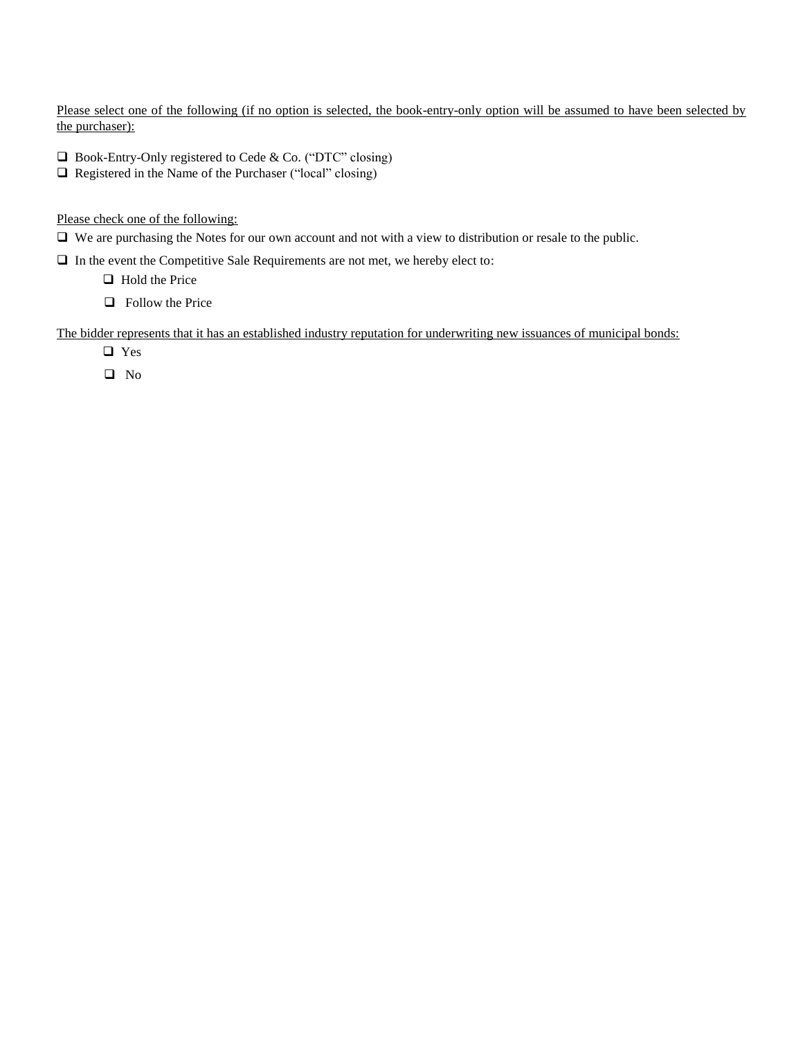<u>Please select one of the following (if no option is selected, the book-entry-only option will be assumed to have been selected by the purchaser):</u>

- ☐ Book-Entry-Only registered to Cede & Co. ("DTC" closing)
- ☐ Registered in the Name of the Purchaser ("local" closing)

<u>Please check one of the following:</u>

- ☐ We are purchasing the Notes for our own account and not with a view to distribution or resale to the public.
- ☐ In the event the Competitive Sale Requirements are not met, we hereby elect to:
  - ☐ Hold the Price
  - ☐ Follow the Price

<u>The bidder represents that it has an established industry reputation for underwriting new issuances of municipal bonds:</u>

- ☐ Yes
- ☐ No